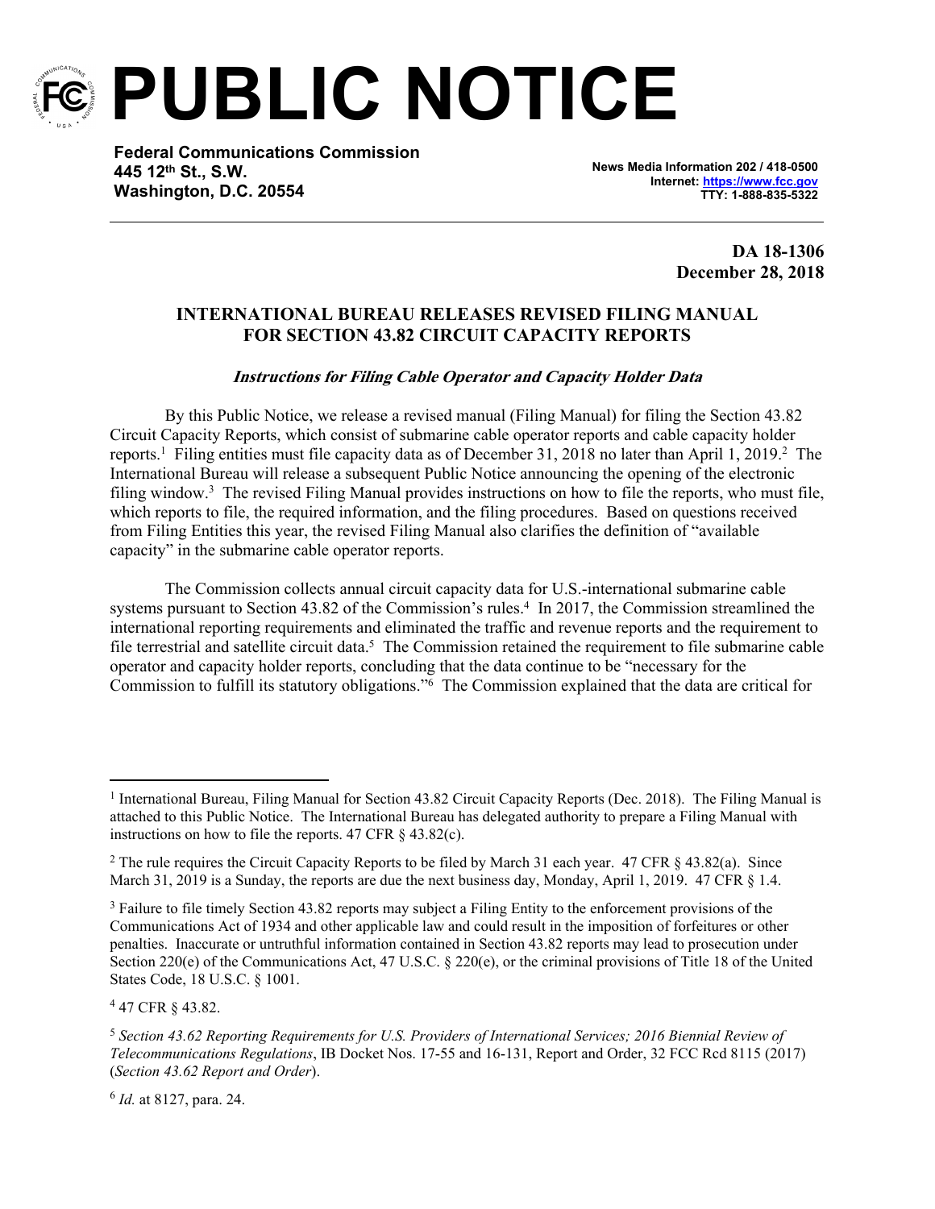# PUBLIC NOTICE

**Federal Communications Commission**
**445 12th St., S.W.**
**Washington, D.C. 20554**

**News Media Information 202 / 418-0500**
**Internet: https://www.fcc.gov**
**TTY: 1-888-835-5322**

**DA 18-1306**
**December 28, 2018**

## INTERNATIONAL BUREAU RELEASES REVISED FILING MANUAL FOR SECTION 43.82 CIRCUIT CAPACITY REPORTS

***Instructions for Filing Cable Operator and Capacity Holder Data***

By this Public Notice, we release a revised manual (Filing Manual) for filing the Section 43.82 Circuit Capacity Reports, which consist of submarine cable operator reports and cable capacity holder reports.[1] Filing entities must file capacity data as of December 31, 2018 no later than April 1, 2019.[2] The International Bureau will release a subsequent Public Notice announcing the opening of the electronic filing window.[3] The revised Filing Manual provides instructions on how to file the reports, who must file, which reports to file, the required information, and the filing procedures. Based on questions received from Filing Entities this year, the revised Filing Manual also clarifies the definition of "available capacity" in the submarine cable operator reports.

The Commission collects annual circuit capacity data for U.S.-international submarine cable systems pursuant to Section 43.82 of the Commission's rules.[4] In 2017, the Commission streamlined the international reporting requirements and eliminated the traffic and revenue reports and the requirement to file terrestrial and satellite circuit data.[5] The Commission retained the requirement to file submarine cable operator and capacity holder reports, concluding that the data continue to be "necessary for the Commission to fulfill its statutory obligations."[6] The Commission explained that the data are critical for

---

[1] International Bureau, Filing Manual for Section 43.82 Circuit Capacity Reports (Dec. 2018). The Filing Manual is attached to this Public Notice. The International Bureau has delegated authority to prepare a Filing Manual with instructions on how to file the reports. 47 CFR § 43.82(c).

[2] The rule requires the Circuit Capacity Reports to be filed by March 31 each year. 47 CFR § 43.82(a). Since March 31, 2019 is a Sunday, the reports are due the next business day, Monday, April 1, 2019. 47 CFR § 1.4.

[3] Failure to file timely Section 43.82 reports may subject a Filing Entity to the enforcement provisions of the Communications Act of 1934 and other applicable law and could result in the imposition of forfeitures or other penalties. Inaccurate or untruthful information contained in Section 43.82 reports may lead to prosecution under Section 220(e) of the Communications Act, 47 U.S.C. § 220(e), or the criminal provisions of Title 18 of the United States Code, 18 U.S.C. § 1001.

[4] 47 CFR § 43.82.

[5] *Section 43.62 Reporting Requirements for U.S. Providers of International Services; 2016 Biennial Review of Telecommunications Regulations*, IB Docket Nos. 17-55 and 16-131, Report and Order, 32 FCC Rcd 8115 (2017) (*Section 43.62 Report and Order*).

[6] *Id.* at 8127, para. 24.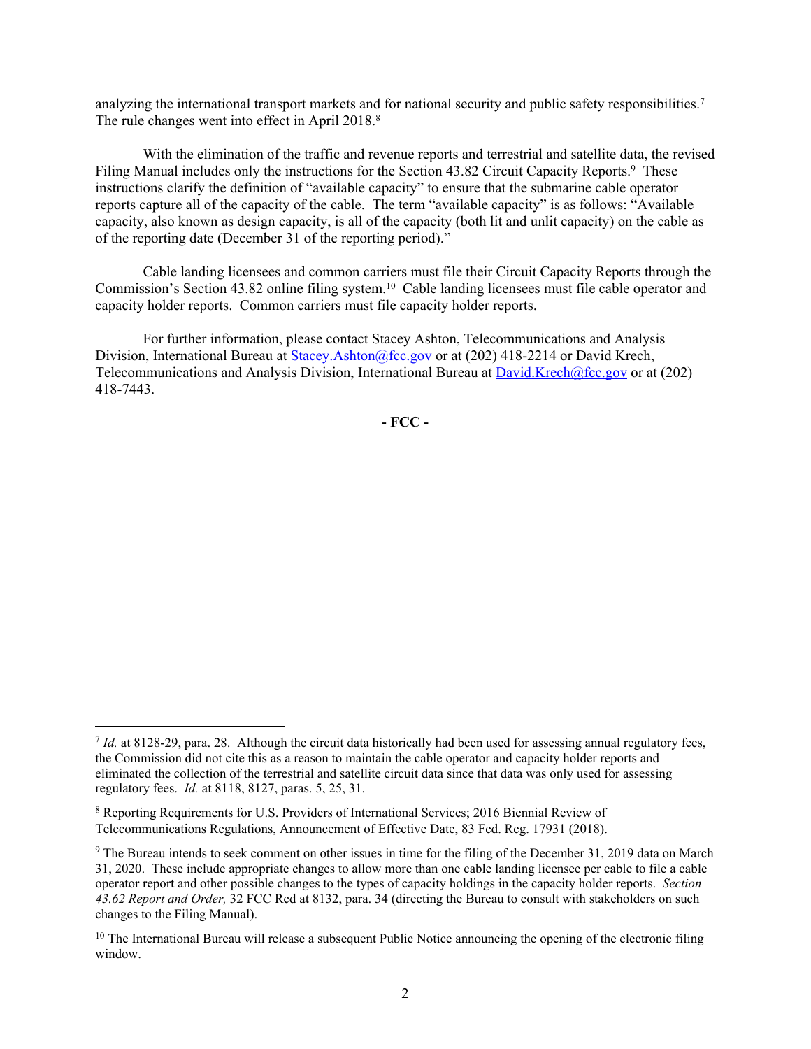analyzing the international transport markets and for national security and public safety responsibilities.[7] The rule changes went into effect in April 2018.[8]

With the elimination of the traffic and revenue reports and terrestrial and satellite data, the revised Filing Manual includes only the instructions for the Section 43.82 Circuit Capacity Reports.[9] These instructions clarify the definition of "available capacity" to ensure that the submarine cable operator reports capture all of the capacity of the cable. The term "available capacity" is as follows: "Available capacity, also known as design capacity, is all of the capacity (both lit and unlit capacity) on the cable as of the reporting date (December 31 of the reporting period)."

Cable landing licensees and common carriers must file their Circuit Capacity Reports through the Commission's Section 43.82 online filing system.[10] Cable landing licensees must file cable operator and capacity holder reports. Common carriers must file capacity holder reports.

For further information, please contact Stacey Ashton, Telecommunications and Analysis Division, International Bureau at Stacey.Ashton@fcc.gov or at (202) 418-2214 or David Krech, Telecommunications and Analysis Division, International Bureau at David.Krech@fcc.gov or at (202) 418-7443.

**- FCC -**

---

[7] *Id.* at 8128-29, para. 28. Although the circuit data historically had been used for assessing annual regulatory fees, the Commission did not cite this as a reason to maintain the cable operator and capacity holder reports and eliminated the collection of the terrestrial and satellite circuit data since that data was only used for assessing regulatory fees. *Id.* at 8118, 8127, paras. 5, 25, 31.

[8] Reporting Requirements for U.S. Providers of International Services; 2016 Biennial Review of Telecommunications Regulations, Announcement of Effective Date, 83 Fed. Reg. 17931 (2018).

[9] The Bureau intends to seek comment on other issues in time for the filing of the December 31, 2019 data on March 31, 2020. These include appropriate changes to allow more than one cable landing licensee per cable to file a cable operator report and other possible changes to the types of capacity holdings in the capacity holder reports. *Section 43.62 Report and Order,* 32 FCC Rcd at 8132, para. 34 (directing the Bureau to consult with stakeholders on such changes to the Filing Manual).

[10] The International Bureau will release a subsequent Public Notice announcing the opening of the electronic filing window.